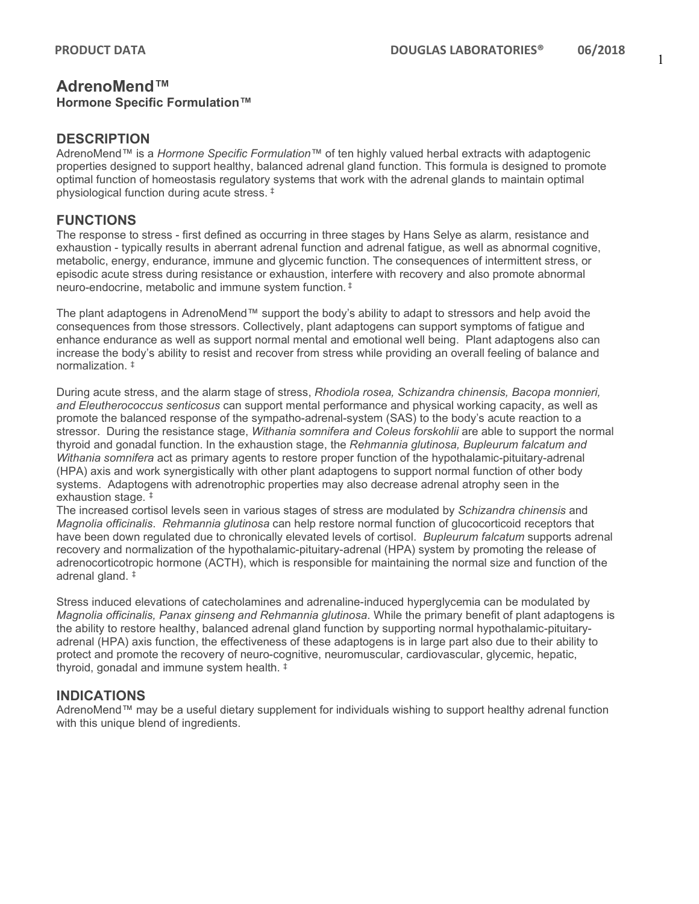# AdrenoMend™

**Hormone Specific Formulation™**

## DESCRIPTION

AdrenoMend™ is a *Hormone Specific Formulation*™ of ten highly valued herbal extracts with adaptogenic properties designed to support healthy, balanced adrenal gland function. This formula is designed to promote optimal function of homeostasis regulatory systems that work with the adrenal glands to maintain optimal physiological function during acute stress. ‡

## FUNCTIONS

The response to stress - first defined as occurring in three stages by Hans Selye as alarm, resistance and exhaustion - typically results in aberrant adrenal function and adrenal fatigue, as well as abnormal cognitive, metabolic, energy, endurance, immune and glycemic function. The consequences of intermittent stress, or episodic acute stress during resistance or exhaustion, interfere with recovery and also promote abnormal neuro-endocrine, metabolic and immune system function. ‡

The plant adaptogens in AdrenoMend™ support the body's ability to adapt to stressors and help avoid the consequences from those stressors. Collectively, plant adaptogens can support symptoms of fatigue and enhance endurance as well as support normal mental and emotional well being. Plant adaptogens also can increase the body's ability to resist and recover from stress while providing an overall feeling of balance and normalization. ‡

During acute stress, and the alarm stage of stress, *Rhodiola rosea, Schizandra chinensis, Bacopa monnieri, and Eleutherococcus senticosus* can support mental performance and physical working capacity, as well as promote the balanced response of the sympatho-adrenal-system (SAS) to the body's acute reaction to a stressor. During the resistance stage, *Withania somnifera and Coleus forskohlii* are able to support the normal thyroid and gonadal function. In the exhaustion stage, the *Rehmannia glutinosa, Bupleurum falcatum and Withania somnifera* act as primary agents to restore proper function of the hypothalamic-pituitary-adrenal (HPA) axis and work synergistically with other plant adaptogens to support normal function of other body systems. Adaptogens with adrenotrophic properties may also decrease adrenal atrophy seen in the exhaustion stage. ‡

The increased cortisol levels seen in various stages of stress are modulated by *Schizandra chinensis* and *Magnolia officinalis*. *Rehmannia glutinosa* can help restore normal function of glucocorticoid receptors that have been down regulated due to chronically elevated levels of cortisol. *Bupleurum falcatum* supports adrenal recovery and normalization of the hypothalamic-pituitary-adrenal (HPA) system by promoting the release of adrenocorticotropic hormone (ACTH), which is responsible for maintaining the normal size and function of the adrenal gland. ‡

Stress induced elevations of catecholamines and adrenaline-induced hyperglycemia can be modulated by *Magnolia officinalis, Panax ginseng and Rehmannia glutinosa*. While the primary benefit of plant adaptogens is the ability to restore healthy, balanced adrenal gland function by supporting normal hypothalamic-pituitary-adrenal (HPA) axis function, the effectiveness of these adaptogens is in large part also due to their ability to protect and promote the recovery of neuro-cognitive, neuromuscular, cardiovascular, glycemic, hepatic, thyroid, gonadal and immune system health. ‡

## INDICATIONS

AdrenoMend™ may be a useful dietary supplement for individuals wishing to support healthy adrenal function with this unique blend of ingredients.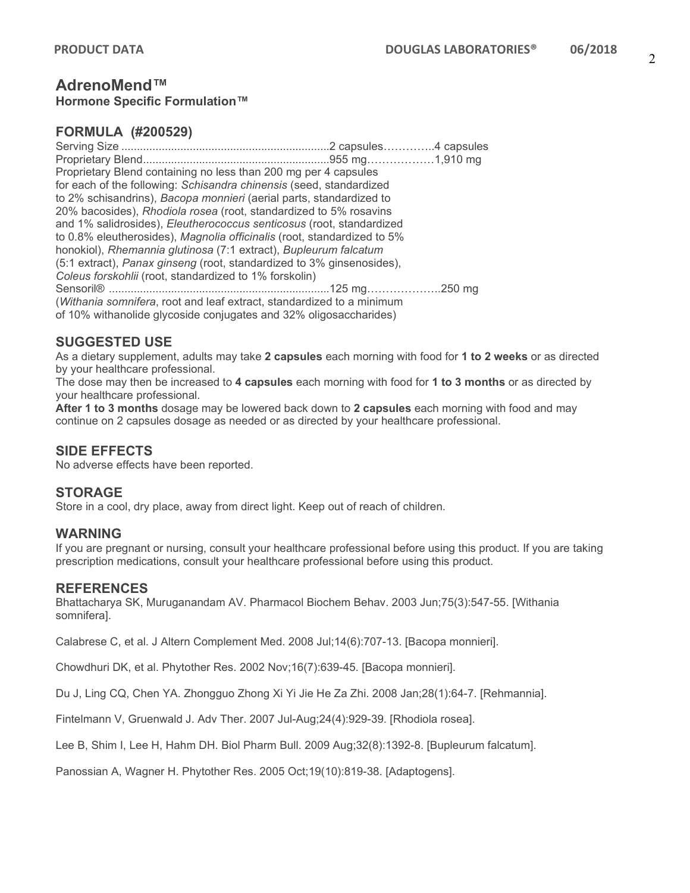# AdrenoMend™

**Hormone Specific Formulation™**

## FORMULA (#200529)

| | | |
|---|---|---|
| Serving Size | 2 capsules | 4 capsules |
| Proprietary Blend | 955 mg | 1,910 mg |

Proprietary Blend containing no less than 200 mg per 4 capsules for each of the following: *Schisandra chinensis* (seed, standardized to 2% schisandrins), *Bacopa monnieri* (aerial parts, standardized to 20% bacosides), *Rhodiola rosea* (root, standardized to 5% rosavins and 1% salidrosides), *Eleutherococcus senticosus* (root, standardized to 0.8% eleutherosides), *Magnolia officinalis* (root, standardized to 5% honokiol), *Rhemannia glutinosa* (7:1 extract), *Bupleurum falcatum* (5:1 extract), *Panax ginseng* (root, standardized to 3% ginsenosides), *Coleus forskohlii* (root, standardized to 1% forskolin)

| | | |
|---|---|---|
| Sensoril® | 125 mg | 250 mg |

(*Withania somnifera*, root and leaf extract, standardized to a minimum of 10% withanolide glycoside conjugates and 32% oligosaccharides)

## SUGGESTED USE

As a dietary supplement, adults may take **2 capsules** each morning with food for **1 to 2 weeks** or as directed by your healthcare professional.

The dose may then be increased to **4 capsules** each morning with food for **1 to 3 months** or as directed by your healthcare professional.

**After 1 to 3 months** dosage may be lowered back down to **2 capsules** each morning with food and may continue on 2 capsules dosage as needed or as directed by your healthcare professional.

## SIDE EFFECTS

No adverse effects have been reported.

## STORAGE

Store in a cool, dry place, away from direct light. Keep out of reach of children.

## WARNING

If you are pregnant or nursing, consult your healthcare professional before using this product. If you are taking prescription medications, consult your healthcare professional before using this product.

## REFERENCES

Bhattacharya SK, Muruganandam AV. Pharmacol Biochem Behav. 2003 Jun;75(3):547-55. [Withania somnifera].

Calabrese C, et al. J Altern Complement Med. 2008 Jul;14(6):707-13. [Bacopa monnieri].

Chowdhuri DK, et al. Phytother Res. 2002 Nov;16(7):639-45. [Bacopa monnieri].

Du J, Ling CQ, Chen YA. Zhongguo Zhong Xi Yi Jie He Za Zhi. 2008 Jan;28(1):64-7. [Rehmannia].

Fintelmann V, Gruenwald J. Adv Ther. 2007 Jul-Aug;24(4):929-39. [Rhodiola rosea].

Lee B, Shim I, Lee H, Hahm DH. Biol Pharm Bull. 2009 Aug;32(8):1392-8. [Bupleurum falcatum].

Panossian A, Wagner H. Phytother Res. 2005 Oct;19(10):819-38. [Adaptogens].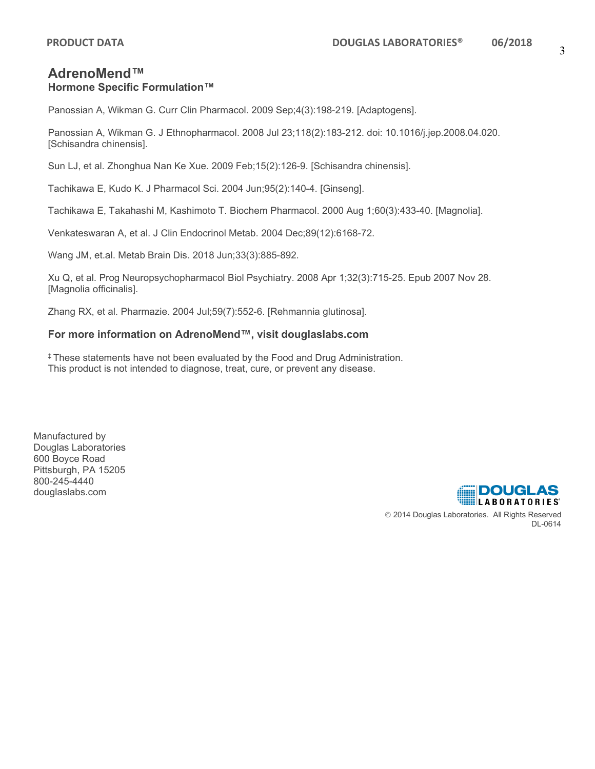# AdrenoMend™

## Hormone Specific Formulation™

Panossian A, Wikman G. Curr Clin Pharmacol. 2009 Sep;4(3):198-219. [Adaptogens].

Panossian A, Wikman G. J Ethnopharmacol. 2008 Jul 23;118(2):183-212. doi: 10.1016/j.jep.2008.04.020. [Schisandra chinensis].

Sun LJ, et al. Zhonghua Nan Ke Xue. 2009 Feb;15(2):126-9. [Schisandra chinensis].

Tachikawa E, Kudo K. J Pharmacol Sci. 2004 Jun;95(2):140-4. [Ginseng].

Tachikawa E, Takahashi M, Kashimoto T. Biochem Pharmacol. 2000 Aug 1;60(3):433-40. [Magnolia].

Venkateswaran A, et al. J Clin Endocrinol Metab. 2004 Dec;89(12):6168-72.

Wang JM, et.al. Metab Brain Dis. 2018 Jun;33(3):885-892.

Xu Q, et al. Prog Neuropsychopharmacol Biol Psychiatry. 2008 Apr 1;32(3):715-25. Epub 2007 Nov 28. [Magnolia officinalis].

Zhang RX, et al. Pharmazie. 2004 Jul;59(7):552-6. [Rehmannia glutinosa].

**For more information on AdrenoMend™, visit douglaslabs.com**

‡ These statements have not been evaluated by the Food and Drug Administration.
This product is not intended to diagnose, treat, cure, or prevent any disease.

Manufactured by
Douglas Laboratories
600 Boyce Road
Pittsburgh, PA 15205
800-245-4440
douglaslabs.com

DOUGLAS LABORATORIES®

© 2014 Douglas Laboratories. All Rights Reserved
DL-0614